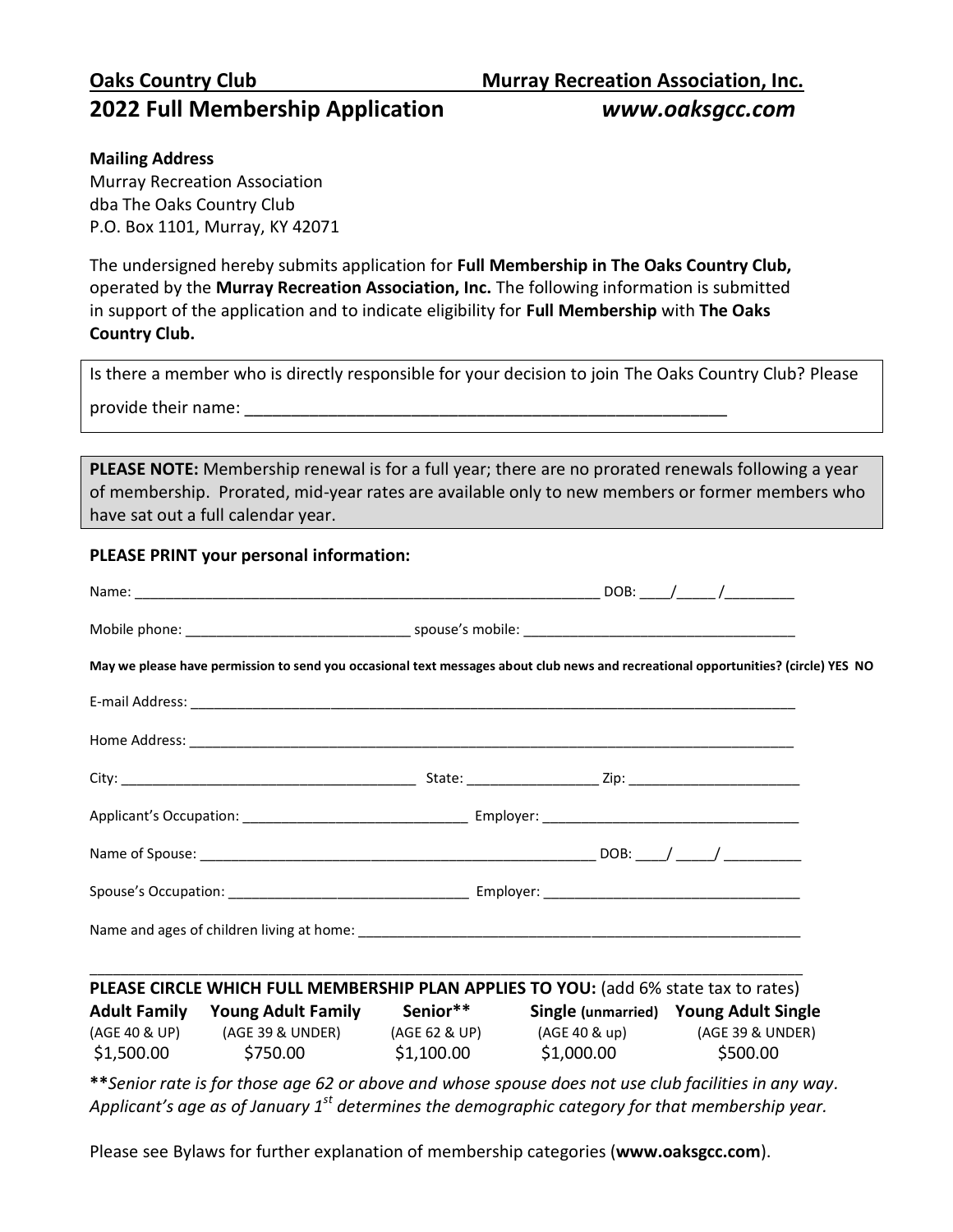**Oaks Country Club** **Murray Recreation Association, Inc.**

# 2022 Full Membership Application *www.oaksgcc.com*

**Mailing Address**
Murray Recreation Association
dba The Oaks Country Club
P.O. Box 1101, Murray, KY 42071

The undersigned hereby submits application for **Full Membership in The Oaks Country Club,** operated by the **Murray Recreation Association, Inc.** The following information is submitted in support of the application and to indicate eligibility for **Full Membership** with **The Oaks Country Club.**

Is there a member who is directly responsible for your decision to join The Oaks Country Club? Please provide their name: ____________________________________________________

**PLEASE NOTE:** Membership renewal is for a full year; there are no prorated renewals following a year of membership. Prorated, mid-year rates are available only to new members or former members who have sat out a full calendar year.

**PLEASE PRINT your personal information:**

Name: _____________________________________________________________ DOB: ____/_____/_________

Mobile phone: ____________________________ spouse's mobile: __________________________________

**May we please have permission to send you occasional text messages about club news and recreational opportunities? (circle) YES NO**

E-mail Address: ___________________________________________________________________________

Home Address: ____________________________________________________________________________

City: ______________________________________ State: ________________ Zip: _____________________

Applicant's Occupation: ____________________________ Employer: ________________________________

Name of Spouse: ____________________________________________________ DOB: ____/ _____/ __________

Spouse's Occupation: _______________________________ Employer: ________________________________

Name and ages of children living at home: ___________________________________________________________

_____________________________________________________________________________________

**PLEASE CIRCLE WHICH FULL MEMBERSHIP PLAN APPLIES TO YOU:** (add 6% state tax to rates)

| **Adult Family** | **Young Adult Family** | **Senior\*\*** | **Single** (unmarried) | **Young Adult Single** |
|---|---|---|---|---|
| (AGE 40 & UP) | (AGE 39 & UNDER) | (AGE 62 & UP) | (AGE 40 & up) | (AGE 39 & UNDER) |
| $1,500.00 | $750.00 | $1,100.00 | $1,000.00 | $500.00 |

***\*\*Senior rate is for those age 62 or above and whose spouse does not use club facilities in any way. Applicant's age as of January 1st determines the demographic category for that membership year.***

Please see Bylaws for further explanation of membership categories (**www.oaksgcc.com**).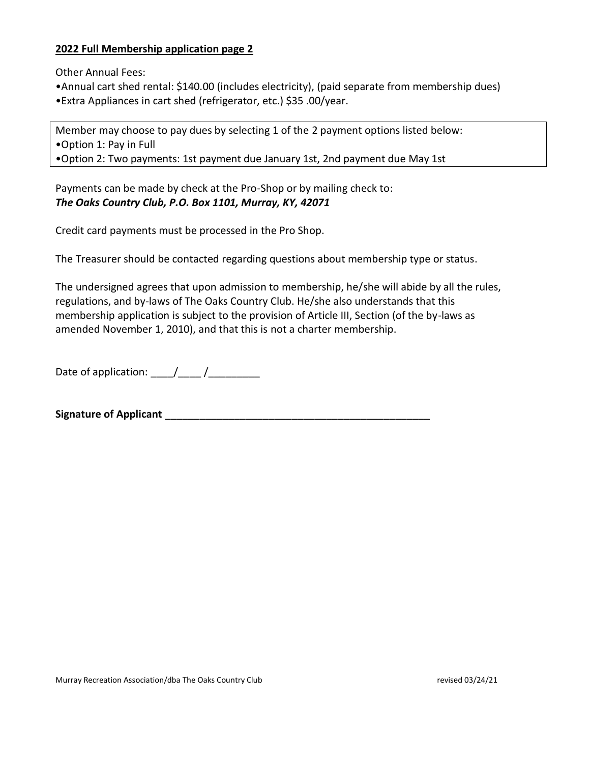**2022 Full Membership application page 2**

Other Annual Fees:

- Annual cart shed rental: $140.00 (includes electricity), (paid separate from membership dues)
- Extra Appliances in cart shed (refrigerator, etc.) $35 .00/year.

Member may choose to pay dues by selecting 1 of the 2 payment options listed below:

- Option 1: Pay in Full
- Option 2: Two payments: 1st payment due January 1st, 2nd payment due May 1st

Payments can be made by check at the Pro-Shop or by mailing check to:
***The Oaks Country Club, P.O. Box 1101, Murray, KY, 42071***

Credit card payments must be processed in the Pro Shop.

The Treasurer should be contacted regarding questions about membership type or status.

The undersigned agrees that upon admission to membership, he/she will abide by all the rules, regulations, and by-laws of The Oaks Country Club. He/she also understands that this membership application is subject to the provision of Article III, Section (of the by-laws as amended November 1, 2010), and that this is not a charter membership.

Date of application: ____/____ /_________

**Signature of Applicant** _______________________________________________

Murray Recreation Association/dba The Oaks Country Club revised 03/24/21